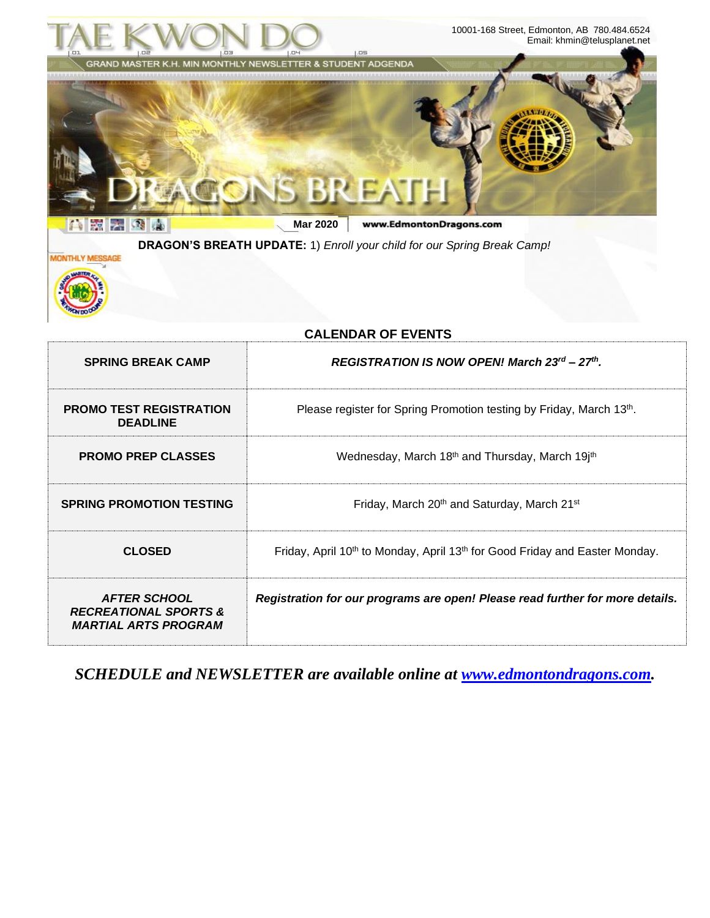# TAE KWON DO

10001-168 Street, Edmonton, AB 780.484.6524
Email: khmin@telusplanet.net

GRAND MASTER K.H. MIN MONTHLY NEWSLETTER & STUDENT ADGENDA

## DRAGON'S BREATH

Mar 2020 www.EdmontonDragons.com

MONTHLY MESSAGE

**DRAGON'S BREATH UPDATE:** 1) *Enroll your child for our Spring Break Camp!*

## CALENDAR OF EVENTS

| | |
|---|---|
| **SPRING BREAK CAMP** | ***REGISTRATION IS NOW OPEN! March 23rd – 27th.*** |
| **PROMO TEST REGISTRATION DEADLINE** | Please register for Spring Promotion testing by Friday, March 13th. |
| **PROMO PREP CLASSES** | Wednesday, March 18th and Thursday, March 19jth |
| **SPRING PROMOTION TESTING** | Friday, March 20th and Saturday, March 21st |
| **CLOSED** | Friday, April 10th to Monday, April 13th for Good Friday and Easter Monday. |
| ***AFTER SCHOOL RECREATIONAL SPORTS & MARTIAL ARTS PROGRAM*** | ***Registration for our programs are open! Please read further for more details.*** |

***SCHEDULE and NEWSLETTER are available online at [www.edmontondragons.com](www.edmontondragons.com).***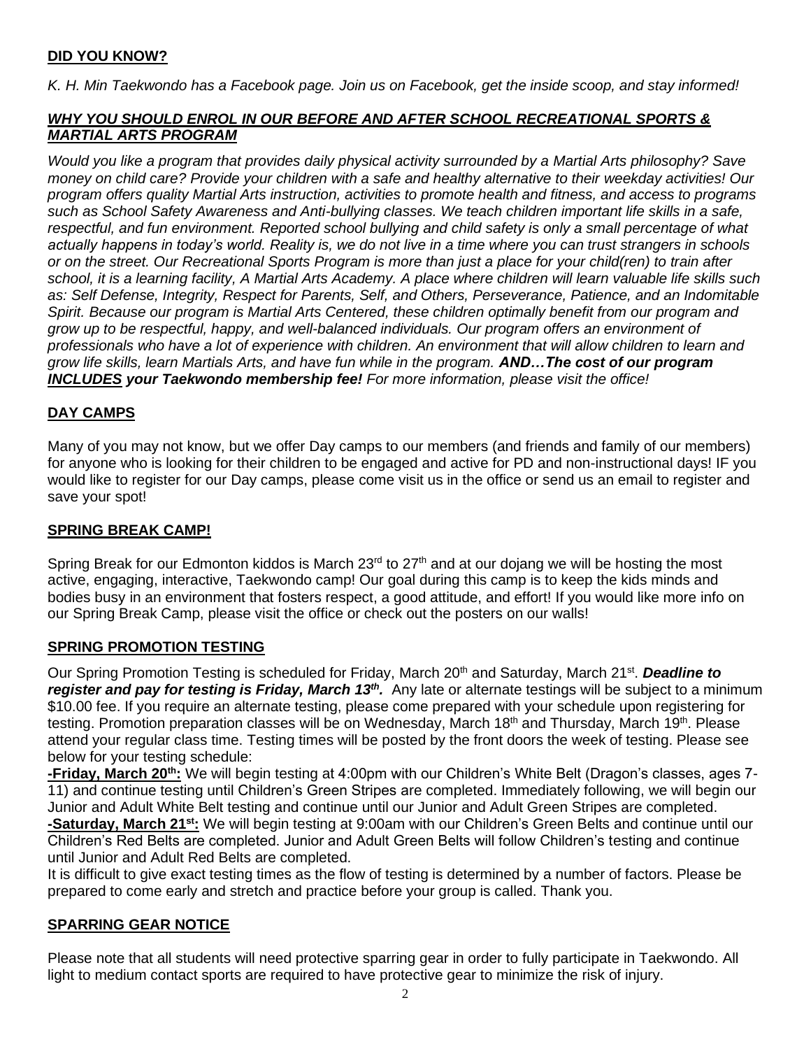## **DID YOU KNOW?**

*K. H. Min Taekwondo has a Facebook page. Join us on Facebook, get the inside scoop, and stay informed!*

## ***WHY YOU SHOULD ENROL IN OUR BEFORE AND AFTER SCHOOL RECREATIONAL SPORTS & MARTIAL ARTS PROGRAM***

*Would you like a program that provides daily physical activity surrounded by a Martial Arts philosophy? Save money on child care? Provide your children with a safe and healthy alternative to their weekday activities! Our program offers quality Martial Arts instruction, activities to promote health and fitness, and access to programs such as School Safety Awareness and Anti-bullying classes. We teach children important life skills in a safe, respectful, and fun environment. Reported school bullying and child safety is only a small percentage of what actually happens in today's world. Reality is, we do not live in a time where you can trust strangers in schools or on the street. Our Recreational Sports Program is more than just a place for your child(ren) to train after school, it is a learning facility, A Martial Arts Academy. A place where children will learn valuable life skills such as: Self Defense, Integrity, Respect for Parents, Self, and Others, Perseverance, Patience, and an Indomitable Spirit. Because our program is Martial Arts Centered, these children optimally benefit from our program and grow up to be respectful, happy, and well-balanced individuals. Our program offers an environment of professionals who have a lot of experience with children. An environment that will allow children to learn and grow life skills, learn Martials Arts, and have fun while in the program.* ***AND…The cost of our program INCLUDES your Taekwondo membership fee!*** *For more information, please visit the office!*

## **DAY CAMPS**

Many of you may not know, but we offer Day camps to our members (and friends and family of our members) for anyone who is looking for their children to be engaged and active for PD and non-instructional days! IF you would like to register for our Day camps, please come visit us in the office or send us an email to register and save your spot!

## **SPRING BREAK CAMP!**

Spring Break for our Edmonton kiddos is March 23rd to 27th and at our dojang we will be hosting the most active, engaging, interactive, Taekwondo camp! Our goal during this camp is to keep the kids minds and bodies busy in an environment that fosters respect, a good attitude, and effort! If you would like more info on our Spring Break Camp, please visit the office or check out the posters on our walls!

## **SPRING PROMOTION TESTING**

Our Spring Promotion Testing is scheduled for Friday, March 20th and Saturday, March 21st. ***Deadline to register and pay for testing is Friday, March 13th.*** Any late or alternate testings will be subject to a minimum $10.00 fee. If you require an alternate testing, please come prepared with your schedule upon registering for testing. Promotion preparation classes will be on Wednesday, March 18th and Thursday, March 19th. Please attend your regular class time. Testing times will be posted by the front doors the week of testing. Please see below for your testing schedule:

**-Friday, March 20th:** We will begin testing at 4:00pm with our Children's White Belt (Dragon's classes, ages 7-11) and continue testing until Children's Green Stripes are completed. Immediately following, we will begin our Junior and Adult White Belt testing and continue until our Junior and Adult Green Stripes are completed.

**-Saturday, March 21st:** We will begin testing at 9:00am with our Children's Green Belts and continue until our Children's Red Belts are completed. Junior and Adult Green Belts will follow Children's testing and continue until Junior and Adult Red Belts are completed.

It is difficult to give exact testing times as the flow of testing is determined by a number of factors. Please be prepared to come early and stretch and practice before your group is called. Thank you.

## **SPARRING GEAR NOTICE**

Please note that all students will need protective sparring gear in order to fully participate in Taekwondo. All light to medium contact sports are required to have protective gear to minimize the risk of injury.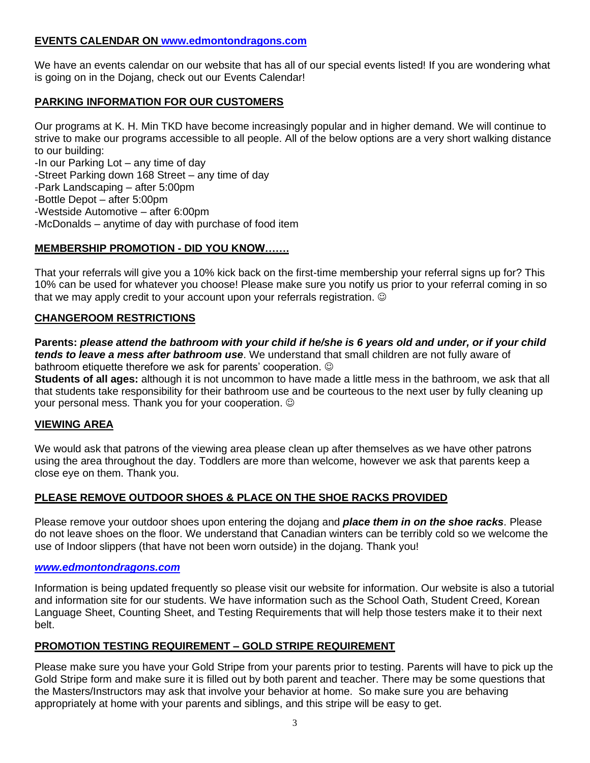## EVENTS CALENDAR ON [www.edmontondragons.com](http://www.edmontondragons.com)

We have an events calendar on our website that has all of our special events listed! If you are wondering what is going on in the Dojang, check out our Events Calendar!

## PARKING INFORMATION FOR OUR CUSTOMERS

Our programs at K. H. Min TKD have become increasingly popular and in higher demand. We will continue to strive to make our programs accessible to all people. All of the below options are a very short walking distance to our building:

- In our Parking Lot – any time of day
- Street Parking down 168 Street – any time of day
- Park Landscaping – after 5:00pm
- Bottle Depot – after 5:00pm
- Westside Automotive – after 6:00pm
- McDonalds – anytime of day with purchase of food item

## MEMBERSHIP PROMOTION - DID YOU KNOW…….

That your referrals will give you a 10% kick back on the first-time membership your referral signs up for? This 10% can be used for whatever you choose! Please make sure you notify us prior to your referral coming in so that we may apply credit to your account upon your referrals registration. ☺

## CHANGEROOM RESTRICTIONS

**Parents:** ***please attend the bathroom with your child if he/she is 6 years old and under, or if your child tends to leave a mess after bathroom use***. We understand that small children are not fully aware of bathroom etiquette therefore we ask for parents' cooperation. ☺

**Students of all ages:** although it is not uncommon to have made a little mess in the bathroom, we ask that all that students take responsibility for their bathroom use and be courteous to the next user by fully cleaning up your personal mess. Thank you for your cooperation. ☺

## VIEWING AREA

We would ask that patrons of the viewing area please clean up after themselves as we have other patrons using the area throughout the day. Toddlers are more than welcome, however we ask that parents keep a close eye on them. Thank you.

## PLEASE REMOVE OUTDOOR SHOES & PLACE ON THE SHOE RACKS PROVIDED

Please remove your outdoor shoes upon entering the dojang and ***place them in on the shoe racks***. Please do not leave shoes on the floor. We understand that Canadian winters can be terribly cold so we welcome the use of Indoor slippers (that have not been worn outside) in the dojang. Thank you!

## *[www.edmontondragons.com](http://www.edmontondragons.com)*

Information is being updated frequently so please visit our website for information. Our website is also a tutorial and information site for our students. We have information such as the School Oath, Student Creed, Korean Language Sheet, Counting Sheet, and Testing Requirements that will help those testers make it to their next belt.

## PROMOTION TESTING REQUIREMENT – GOLD STRIPE REQUIREMENT

Please make sure you have your Gold Stripe from your parents prior to testing. Parents will have to pick up the Gold Stripe form and make sure it is filled out by both parent and teacher. There may be some questions that the Masters/Instructors may ask that involve your behavior at home. So make sure you are behaving appropriately at home with your parents and siblings, and this stripe will be easy to get.